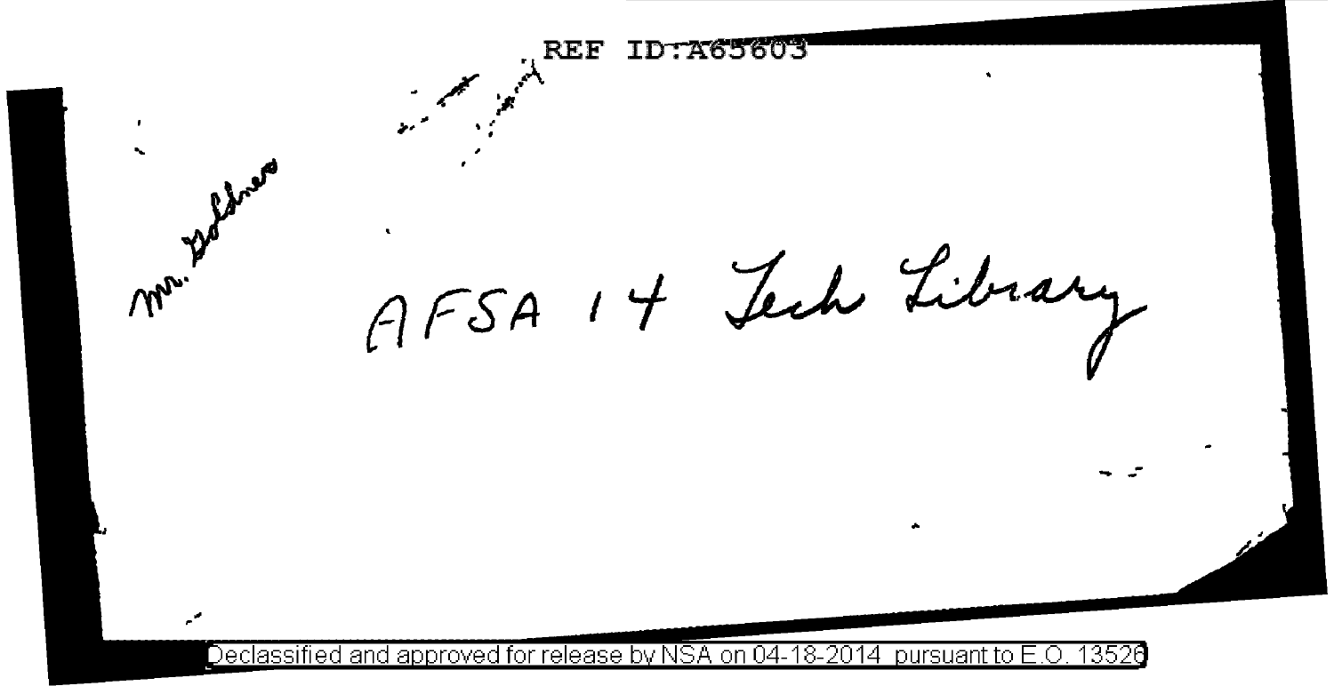REF ID:A65603

Mr. Goldner

AFSA 14 Tech Library

Declassified and approved for release by NSA on 04-18-2014 pursuant to E.O. 13526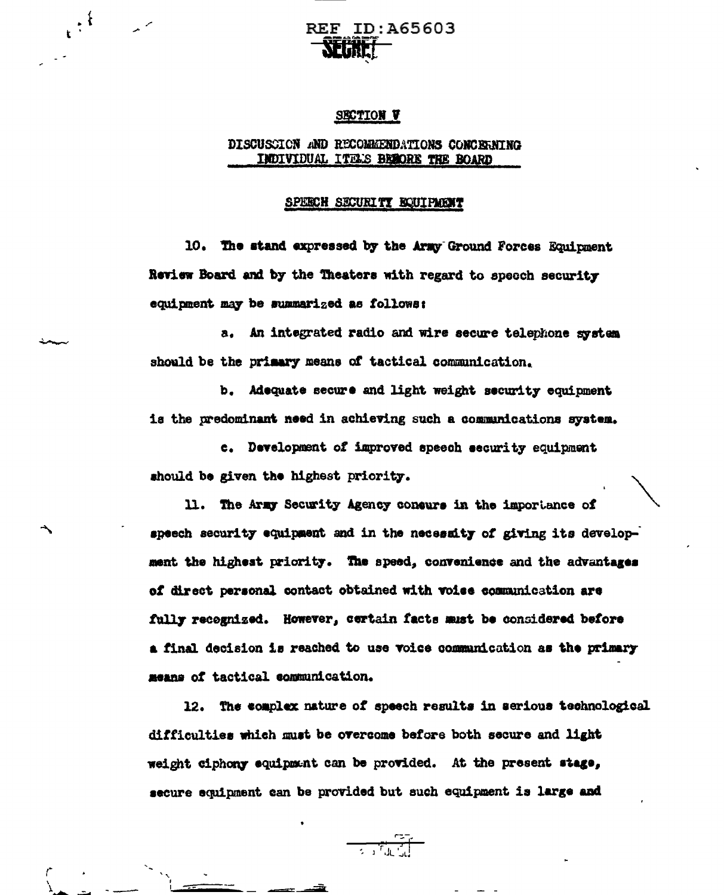REF ID:A65603

SECRET

## SECTION V

### DISCUSSION AND RECOMMENDATIONS CONCERNING INDIVIDUAL ITEMS BEFORE THE BOARD

#### SPEECH SECURITY EQUIPMENT

10. The stand expressed by the Army Ground Forces Equipment Review Board and by the Theaters with regard to speech security equipment may be summarized as follows:

  a. An integrated radio and wire secure telephone system should be the primary means of tactical communication.

  b. Adequate secure and light weight security equipment is the predominant need in achieving such a communications system.

  c. Development of improved speech security equipment should be given the highest priority.

11. The Army Security Agency concurs in the importance of speech security equipment and in the necessity of giving its development the highest priority. The speed, convenience and the advantages of direct personal contact obtained with voice communication are fully recognized. However, certain facts must be considered before a final decision is reached to use voice communication as the primary means of tactical communication.

12. The complex nature of speech results in serious technological difficulties which must be overcome before both secure and light weight ciphony equipment can be provided. At the present stage, secure equipment can be provided but such equipment is large and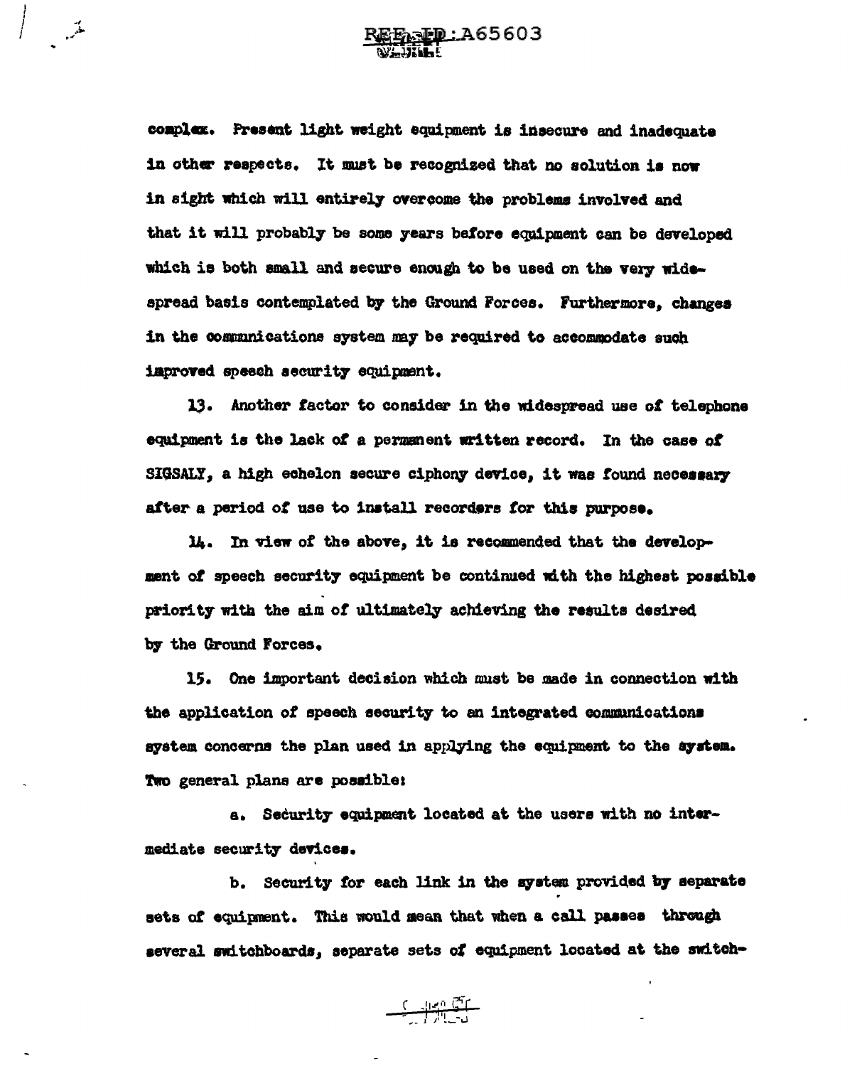complex. Present light weight equipment is insecure and inadequate in other respects. It must be recognized that no solution is now in sight which will entirely overcome the problems involved and that it will probably be some years before equipment can be developed which is both small and secure enough to be used on the very widespread basis contemplated by the Ground Forces. Furthermore, changes in the communications system may be required to accommodate such improved speech security equipment.

13. Another factor to consider in the widespread use of telephone equipment is the lack of a permanent written record. In the case of SIGSALY, a high echelon secure ciphony device, it was found necessary after a period of use to install recorders for this purpose.

14. In view of the above, it is recommended that the development of speech security equipment be continued with the highest possible priority with the aim of ultimately achieving the results desired by the Ground Forces.

15. One important decision which must be made in connection with the application of speech security to an integrated communications system concerns the plan used in applying the equipment to the system. Two general plans are possible:

a. Security equipment located at the users with no intermediate security devices.

b. Security for each link in the system provided by separate sets of equipment. This would mean that when a call passes through several switchboards, separate sets of equipment located at the switch-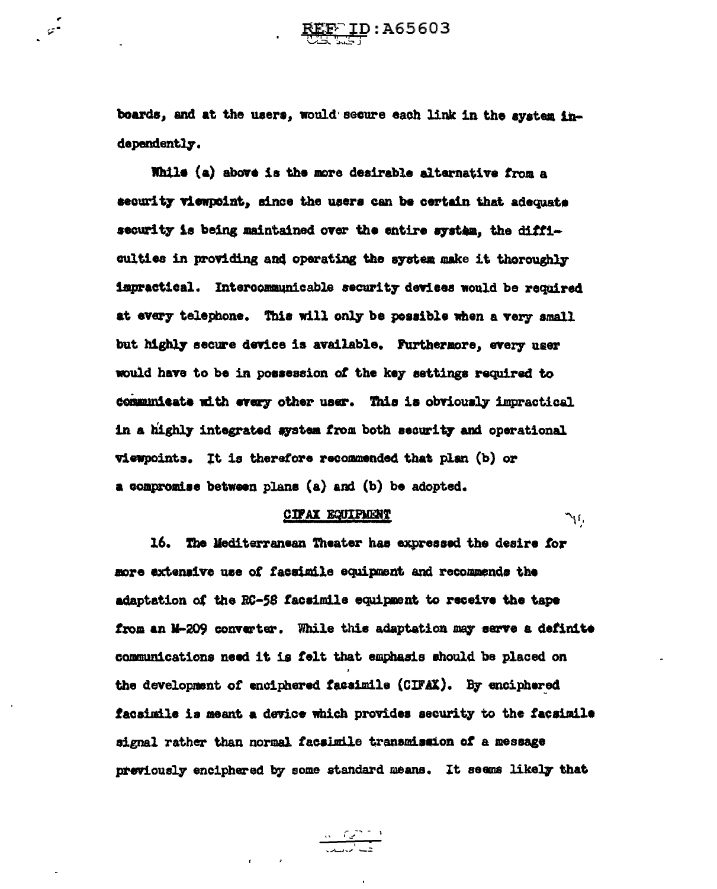boards, and at the users, would secure each link in the system independently.

While (a) above is the more desirable alternative from a security viewpoint, since the users can be certain that adequate security is being maintained over the entire system, the difficulties in providing and operating the system make it thoroughly impractical. Intercommunicable security devices would be required at every telephone. This will only be possible when a very small but highly secure device is available. Furthermore, every user would have to be in possession of the key settings required to communicate with every other user. This is obviously impractical in a highly integrated system from both security and operational viewpoints. It is therefore recommended that plan (b) or a compromise between plans (a) and (b) be adopted.

CIFAX EQUIPMENT

16. The Mediterranean Theater has expressed the desire for more extensive use of facsimile equipment and recommends the adaptation of the RC-58 facsimile equipment to receive the tape from an M-209 converter. While this adaptation may serve a definite communications need it is felt that emphasis should be placed on the development of enciphered facsimile (CIFAX). By enciphered facsimile is meant a device which provides security to the facsimile signal rather than normal facsimile transmission of a message previously enciphered by some standard means. It seems likely that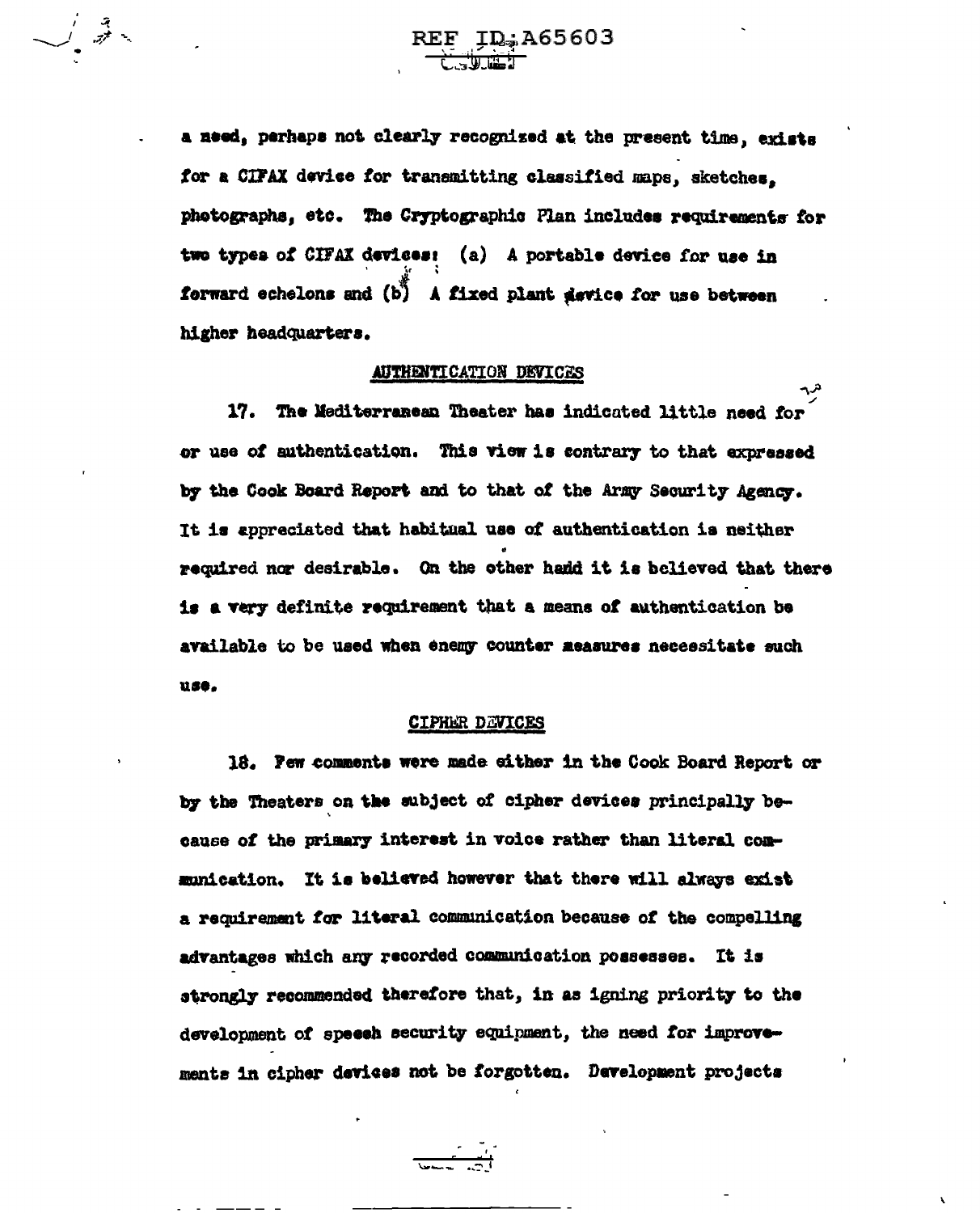a need, perhaps not clearly recognized at the present time, exists for a CIFAX device for transmitting classified maps, sketches, photographs, etc. The Cryptographic Plan includes requirements for two types of CIFAX devices: (a) A portable device for use in forward echelons and (b) A fixed plant device for use between higher headquarters.

## AUTHENTICATION DEVICES

17. The Mediterranean Theater has indicated little need for or use of authentication. This view is contrary to that expressed by the Cook Board Report and to that of the Army Security Agency. It is appreciated that habitual use of authentication is neither required nor desirable. On the other hand it is believed that there is a very definite requirement that a means of authentication be available to be used when enemy counter measures necessitate such use.

## CIPHER DEVICES

18. Few comments were made either in the Cook Board Report or by the Theaters on the subject of cipher devices principally because of the primary interest in voice rather than literal communication. It is believed however that there will always exist a requirement for literal communication because of the compelling advantages which any recorded communication possesses. It is strongly recommended therefore that, in as igning priority to the development of speech security equipment, the need for improvements in cipher devices not be forgotten. Development projects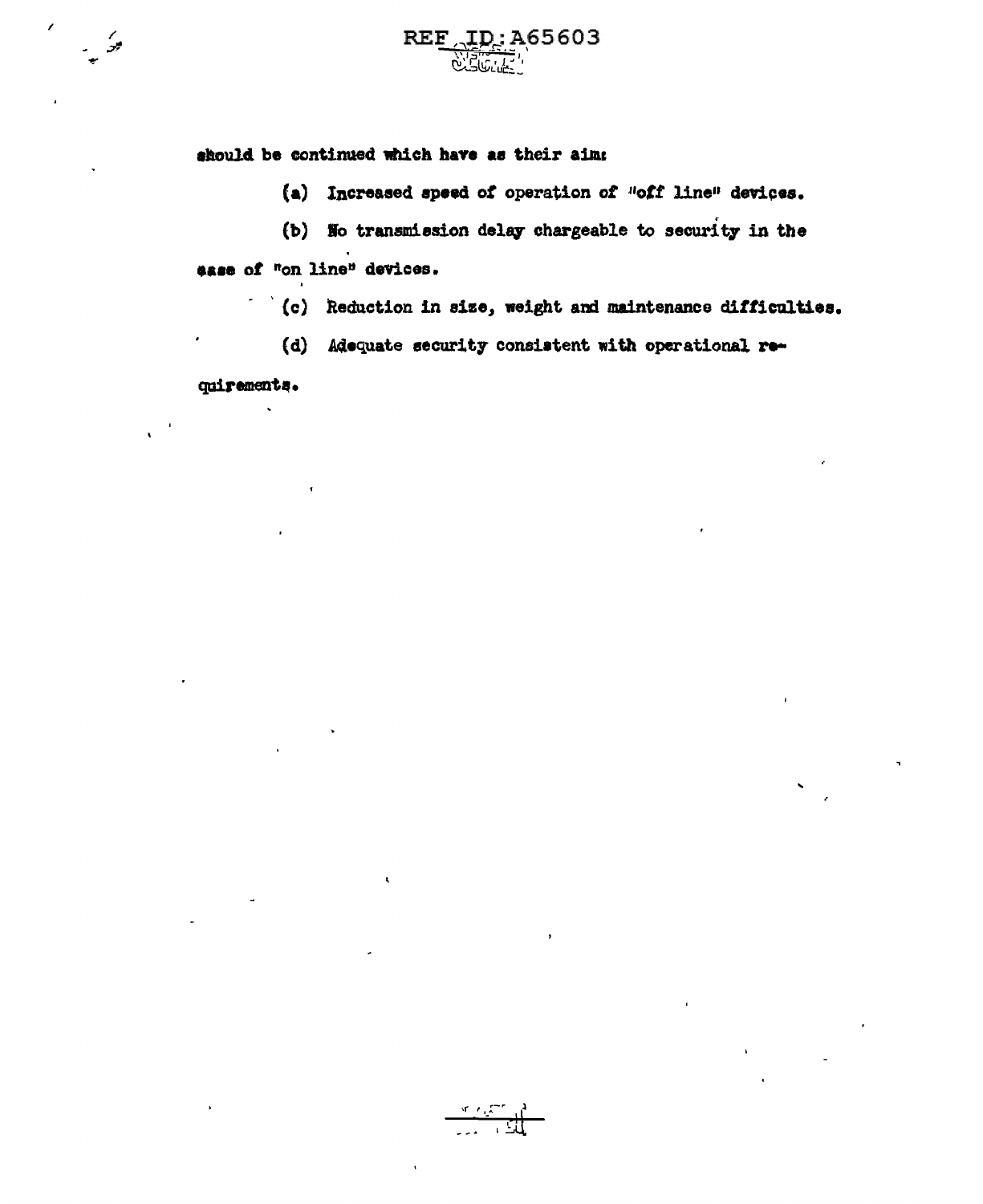should be continued which have as their aim:

(a) Increased speed of operation of "off line" devices.

(b) No transmission delay chargeable to security in the case of "on line" devices.

(c) Reduction in size, weight and maintenance difficulties.

(d) Adequate security consistent with operational requirements.